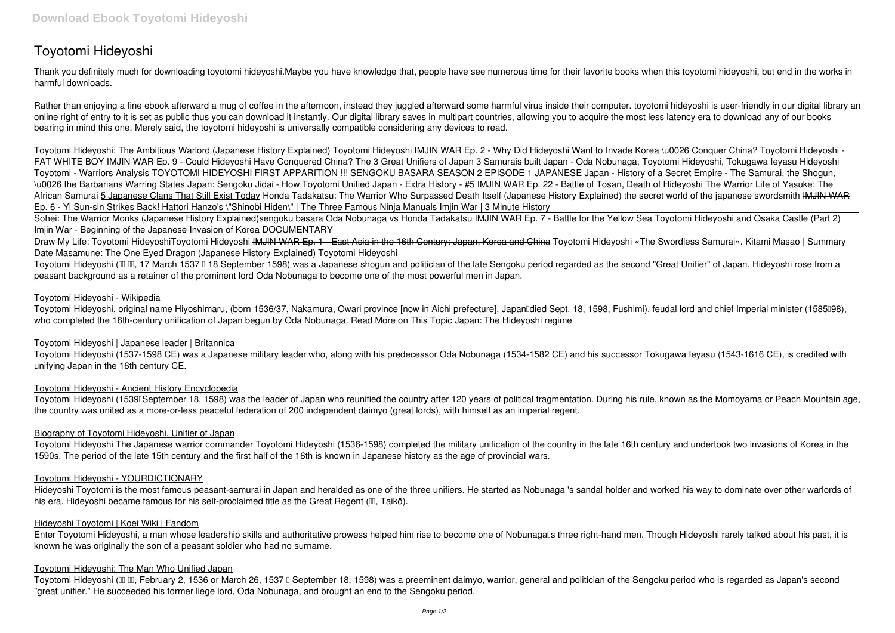# Toyotomi Hideyoshi

Thank you definitely much for downloading toyotomi hideyoshi.Maybe you have knowledge that, people have see numerous time for their favorite books when this toyotomi hideyoshi, but end in the works in harmful downloads.

Rather than enjoying a fine ebook afterward a mug of coffee in the afternoon, instead they juggled afterward some harmful virus inside their computer. toyotomi hideyoshi is user-friendly in our digital library an online right of entry to it is set as public thus you can download it instantly. Our digital library saves in multipart countries, allowing you to acquire the most less latency era to download any of our books bearing in mind this one. Merely said, the toyotomi hideyoshi is universally compatible considering any devices to read.

Toyotomi Hideyoshi: The Ambitious Warlord (Japanese History Explained) Toyotomi Hideyoshi IMJIN WAR Ep. 2 - Why Did Hideyoshi Want to Invade Korea \u0026 Conquer China? Toyotomi Hideyoshi - FAT WHITE BOY IMJIN WAR Ep. 9 - Could Hideyoshi Have Conquered China? The 3 Great Unifiers of Japan 3 Samurais built Japan - Oda Nobunaga, Toyotomi Hideyoshi, Tokugawa Ieyasu Hideyoshi Toyotomi - Warriors Analysis TOYOTOMI HIDEYOSHI FIRST APPARITION !!! SENGOKU BASARA SEASON 2 EPISODE 1 JAPANESE Japan - History of a Secret Empire - The Samurai, the Shogun, \u0026 the Barbarians Warring States Japan: Sengoku Jidai - How Toyotomi Unified Japan - Extra History - #5 IMJIN WAR Ep. 22 - Battle of Tosan, Death of Hideyoshi The Warrior Life of Yasuke: The African Samurai 5 Japanese Clans That Still Exist Today Honda Tadakatsu: The Warrior Who Surpassed Death Itself (Japanese History Explained) the secret world of the japanese swordsmith IMJIN WAR Ep. 6 - Yi Sun-sin Strikes Back! Hattori Hanzo's \"Shinobi Hiden\" | The Three Famous Ninja Manuals Imjin War | 3 Minute History

Sohei: The Warrior Monks (Japanese History Explained)sengoku basara Oda Nobunaga vs Honda Tadakatsu IMJIN WAR Ep. 7 - Battle for the Yellow Sea Toyotomi Hideyoshi and Osaka Castle (Part 2) Imjin War - Beginning of the Japanese Invasion of Korea DOCUMENTARY

Draw My Life: Toyotomi HideyoshiToyotomi Hideyoshi IMJIN WAR Ep. 1 - East Asia in the 16th Century: Japan, Korea and China Toyotomi Hideyoshi «The Swordless Samurai». Kitami Masao | Summary Date Masamune: The One Eyed Dragon (Japanese History Explained) Toyotomi Hideyoshi

Toyotomi Hideyoshi (豊臣 秀吉, 17 March 1537 – 18 September 1598) was a Japanese shogun and politician of the late Sengoku period regarded as the second "Great Unifier" of Japan. Hideyoshi rose from a peasant background as a retainer of the prominent lord Oda Nobunaga to become one of the most powerful men in Japan.

## Toyotomi Hideyoshi - Wikipedia

Toyotomi Hideyoshi, original name Hiyoshimaru, (born 1536/37, Nakamura, Owari province [now in Aichi prefecture], Japan—died Sept. 18, 1598, Fushimi), feudal lord and chief Imperial minister (1585–98), who completed the 16th-century unification of Japan begun by Oda Nobunaga. Read More on This Topic Japan: The Hideyoshi regime

## Toyotomi Hideyoshi | Japanese leader | Britannica

Toyotomi Hideyoshi (1537-1598 CE) was a Japanese military leader who, along with his predecessor Oda Nobunaga (1534-1582 CE) and his successor Tokugawa Ieyasu (1543-1616 CE), is credited with unifying Japan in the 16th century CE.

## Toyotomi Hideyoshi - Ancient History Encyclopedia

Toyotomi Hideyoshi (1539–September 18, 1598) was the leader of Japan who reunified the country after 120 years of political fragmentation. During his rule, known as the Momoyama or Peach Mountain age, the country was united as a more-or-less peaceful federation of 200 independent daimyo (great lords), with himself as an imperial regent.

## Biography of Toyotomi Hideyoshi, Unifier of Japan

Toyotomi Hideyoshi The Japanese warrior commander Toyotomi Hideyoshi (1536-1598) completed the military unification of the country in the late 16th century and undertook two invasions of Korea in the 1590s. The period of the late 15th century and the first half of the 16th is known in Japanese history as the age of provincial wars.

## Toyotomi Hideyoshi - YOURDICTIONARY

Hideyoshi Toyotomi is the most famous peasant-samurai in Japan and heralded as one of the three unifiers. He started as Nobunaga 's sandal holder and worked his way to dominate over other warlords of his era. Hideyoshi became famous for his self-proclaimed title as the Great Regent (太閤, Taikō).

## Hideyoshi Toyotomi | Koei Wiki | Fandom

Enter Toyotomi Hideyoshi, a man whose leadership skills and authoritative prowess helped him rise to become one of Nobunaga's three right-hand men. Though Hideyoshi rarely talked about his past, it is known he was originally the son of a peasant soldier who had no surname.

## Toyotomi Hideyoshi: The Man Who Unified Japan

Toyotomi Hideyoshi (豊臣 秀吉, February 2, 1536 or March 26, 1537 – September 18, 1598) was a preeminent daimyo, warrior, general and politician of the Sengoku period who is regarded as Japan's second "great unifier." He succeeded his former liege lord, Oda Nobunaga, and brought an end to the Sengoku period.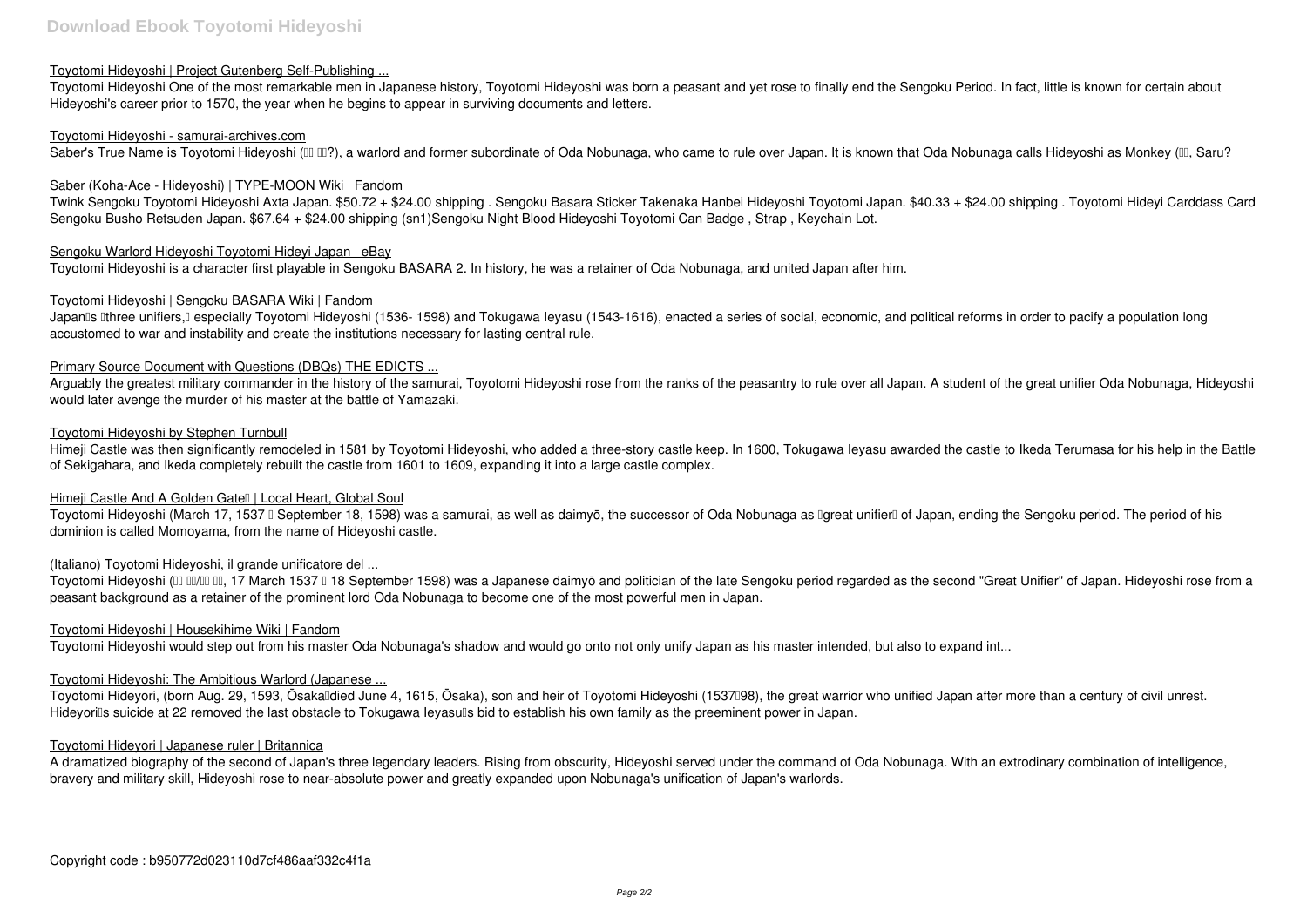### Toyotomi Hideyoshi | Project Gutenberg Self-Publishing ...

Toyotomi Hideyoshi One of the most remarkable men in Japanese history, Toyotomi Hideyoshi was born a peasant and yet rose to finally end the Sengoku Period. In fact, little is known for certain about Hideyoshi's career prior to 1570, the year when he begins to appear in surviving documents and letters.

### Toyotomi Hideyoshi - samurai-archives.com

Saber's True Name is Toyotomi Hideyoshi (  ?), a warlord and former subordinate of Oda Nobunaga, who came to rule over Japan. It is known that Oda Nobunaga calls Hideyoshi as Monkey ( , Saru?

### Saber (Koha-Ace - Hideyoshi) | TYPE-MOON Wiki | Fandom

Twink Sengoku Toyotomi Hideyoshi Axta Japan. $50.72 + $24.00 shipping . Sengoku Basara Sticker Takenaka Hanbei Hideyoshi Toyotomi Japan. $40.33 + $24.00 shipping . Toyotomi Hideyi Carddass Card Sengoku Busho Retsuden Japan. $67.64 + $24.00 shipping (sn1)Sengoku Night Blood Hideyoshi Toyotomi Can Badge , Strap , Keychain Lot.

### Sengoku Warlord Hideyoshi Toyotomi Hideyi Japan | eBay

Toyotomi Hideyoshi is a character first playable in Sengoku BASARA 2. In history, he was a retainer of Oda Nobunaga, and united Japan after him.

### Toyotomi Hideyoshi | Sengoku BASARA Wiki | Fandom

Japan's "three unifiers," especially Toyotomi Hideyoshi (1536- 1598) and Tokugawa Ieyasu (1543-1616), enacted a series of social, economic, and political reforms in order to pacify a population long accustomed to war and instability and create the institutions necessary for lasting central rule.

### Primary Source Document with Questions (DBQs) THE EDICTS ...

Arguably the greatest military commander in the history of the samurai, Toyotomi Hideyoshi rose from the ranks of the peasantry to rule over all Japan. A student of the great unifier Oda Nobunaga, Hideyoshi would later avenge the murder of his master at the battle of Yamazaki.

### Toyotomi Hideyoshi by Stephen Turnbull

Himeji Castle was then significantly remodeled in 1581 by Toyotomi Hideyoshi, who added a three-story castle keep. In 1600, Tokugawa Ieyasu awarded the castle to Ikeda Terumasa for his help in the Battle of Sekigahara, and Ikeda completely rebuilt the castle from 1601 to 1609, expanding it into a large castle complex.

### Himeji Castle And A Golden Gate" | Local Heart, Global Soul

Toyotomi Hideyoshi (March 17, 1537 – September 18, 1598) was a samurai, as well as daimyō, the successor of Oda Nobunaga as "great unifier" of Japan, ending the Sengoku period. The period of his dominion is called Momoyama, from the name of Hideyoshi castle.

### (Italiano) Toyotomi Hideyoshi, il grande unificatore del ...

Toyotomi Hideyoshi (  / , 17 March 1537 – 18 September 1598) was a Japanese daimyō and politician of the late Sengoku period regarded as the second "Great Unifier" of Japan. Hideyoshi rose from a peasant background as a retainer of the prominent lord Oda Nobunaga to become one of the most powerful men in Japan.

### Toyotomi Hideyoshi | Housekihime Wiki | Fandom

Toyotomi Hideyoshi would step out from his master Oda Nobunaga's shadow and would go onto not only unify Japan as his master intended, but also to expand int...

### Toyotomi Hideyoshi: The Ambitious Warlord (Japanese ...

Toyotomi Hideyori, (born Aug. 29, 1593, Ōsaka—died June 4, 1615, Ōsaka), son and heir of Toyotomi Hideyoshi (1537–98), the great warrior who unified Japan after more than a century of civil unrest. Hideyori's suicide at 22 removed the last obstacle to Tokugawa Ieyasu's bid to establish his own family as the preeminent power in Japan.

### Toyotomi Hideyori | Japanese ruler | Britannica

A dramatized biography of the second of Japan's three legendary leaders. Rising from obscurity, Hideyoshi served under the command of Oda Nobunaga. With an extrodinary combination of intelligence, bravery and military skill, Hideyoshi rose to near-absolute power and greatly expanded upon Nobunaga's unification of Japan's warlords.

Copyright code : b950772d023110d7cf486aaf332c4f1a